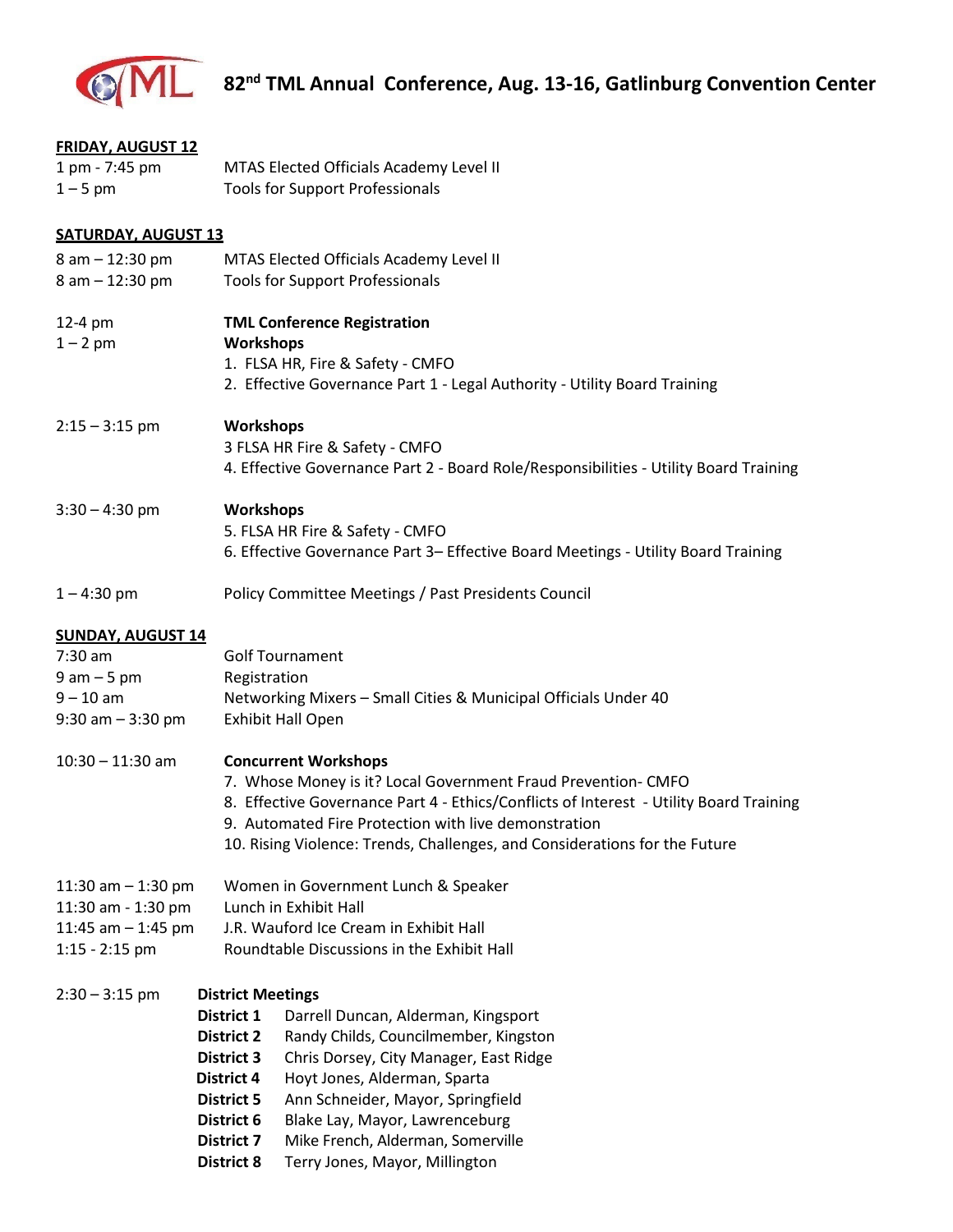# 82nd TML Annual Conference, Aug. 13-16, Gatlinburg Convention Center

**FRIDAY, AUGUST 12**

| | |
|---|---|
| 1 pm - 7:45 pm | MTAS Elected Officials Academy Level II |
| 1 – 5 pm | Tools for Support Professionals |

**SATURDAY, AUGUST 13**

| | |
|---|---|
| 8 am – 12:30 pm | MTAS Elected Officials Academy Level II |
| 8 am – 12:30 pm | Tools for Support Professionals |
| 12-4 pm | **TML Conference Registration** |
| 1 – 2 pm | **Workshops**<br>1. FLSA HR, Fire & Safety - CMFO<br>2. Effective Governance Part 1 - Legal Authority - Utility Board Training |
| 2:15 – 3:15 pm | **Workshops**<br>3 FLSA HR Fire & Safety - CMFO<br>4. Effective Governance Part 2 - Board Role/Responsibilities - Utility Board Training |
| 3:30 – 4:30 pm | **Workshops**<br>5. FLSA HR Fire & Safety - CMFO<br>6. Effective Governance Part 3– Effective Board Meetings - Utility Board Training |
| 1 – 4:30 pm | Policy Committee Meetings / Past Presidents Council |

**SUNDAY, AUGUST 14**

| | |
|---|---|
| 7:30 am | Golf Tournament |
| 9 am – 5 pm | Registration |
| 9 – 10 am | Networking Mixers – Small Cities & Municipal Officials Under 40 |
| 9:30 am – 3:30 pm | Exhibit Hall Open |
| 10:30 – 11:30 am | **Concurrent Workshops**<br>7. Whose Money is it? Local Government Fraud Prevention- CMFO<br>8. Effective Governance Part 4 - Ethics/Conflicts of Interest - Utility Board Training<br>9. Automated Fire Protection with live demonstration<br>10. Rising Violence: Trends, Challenges, and Considerations for the Future |
| 11:30 am – 1:30 pm | Women in Government Lunch & Speaker |
| 11:30 am - 1:30 pm | Lunch in Exhibit Hall |
| 11:45 am – 1:45 pm | J.R. Wauford Ice Cream in Exhibit Hall |
| 1:15 - 2:15 pm | Roundtable Discussions in the Exhibit Hall |
| 2:30 – 3:15 pm | **District Meetings** |

| District | Name |
|---|---|
| **District 1** | Darrell Duncan, Alderman, Kingsport |
| **District 2** | Randy Childs, Councilmember, Kingston |
| **District 3** | Chris Dorsey, City Manager, East Ridge |
| **District 4** | Hoyt Jones, Alderman, Sparta |
| **District 5** | Ann Schneider, Mayor, Springfield |
| **District 6** | Blake Lay, Mayor, Lawrenceburg |
| **District 7** | Mike French, Alderman, Somerville |
| **District 8** | Terry Jones, Mayor, Millington |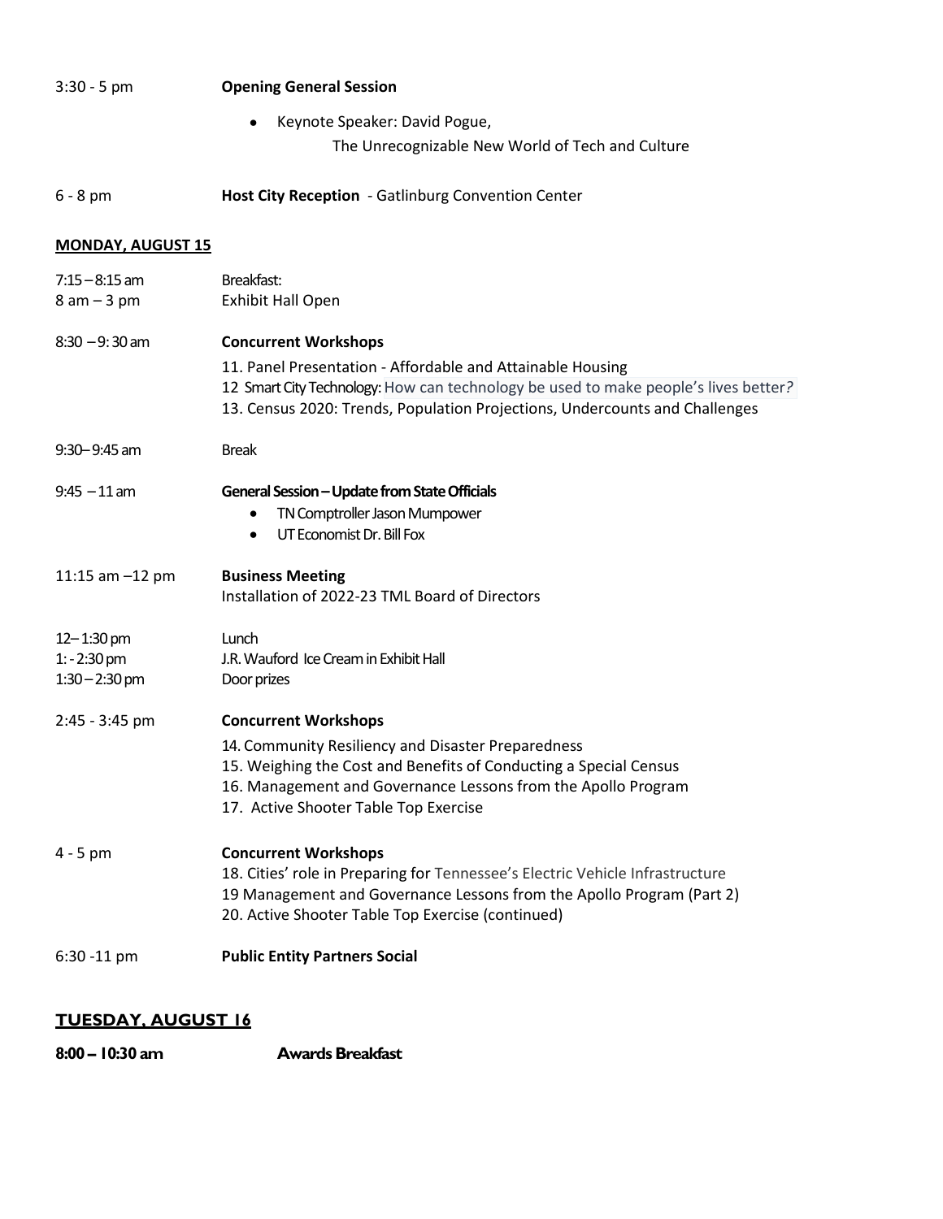3:30 - 5 pm **Opening General Session**

- Keynote Speaker: David Pogue,
  The Unrecognizable New World of Tech and Culture

6 - 8 pm **Host City Reception** - Gatlinburg Convention Center

**MONDAY, AUGUST 15**

7:15 – 8:15 am Breakfast:
8 am – 3 pm Exhibit Hall Open

8:30 – 9: 30 am **Concurrent Workshops**

11. Panel Presentation - Affordable and Attainable Housing
12 Smart City Technology: How can technology be used to make people's lives better?
13. Census 2020: Trends, Population Projections, Undercounts and Challenges

9:30– 9:45 am Break

9:45 – 11 am **General Session – Update from State Officials**

- TN Comptroller Jason Mumpower
- UT Economist Dr. Bill Fox

11:15 am –12 pm **Business Meeting**
Installation of 2022-23 TML Board of Directors

12– 1:30 pm Lunch
1: - 2:30 pm J.R. Wauford Ice Cream in Exhibit Hall
1:30 – 2:30 pm Door prizes

2:45 - 3:45 pm **Concurrent Workshops**

14. Community Resiliency and Disaster Preparedness
15. Weighing the Cost and Benefits of Conducting a Special Census
16. Management and Governance Lessons from the Apollo Program
17. Active Shooter Table Top Exercise

4 - 5 pm **Concurrent Workshops**

18. Cities' role in Preparing for Tennessee's Electric Vehicle Infrastructure
19 Management and Governance Lessons from the Apollo Program (Part 2)
20. Active Shooter Table Top Exercise (continued)

6:30 -11 pm **Public Entity Partners Social**

**TUESDAY, AUGUST 16**

**8:00 – 10:30 am** **Awards Breakfast**